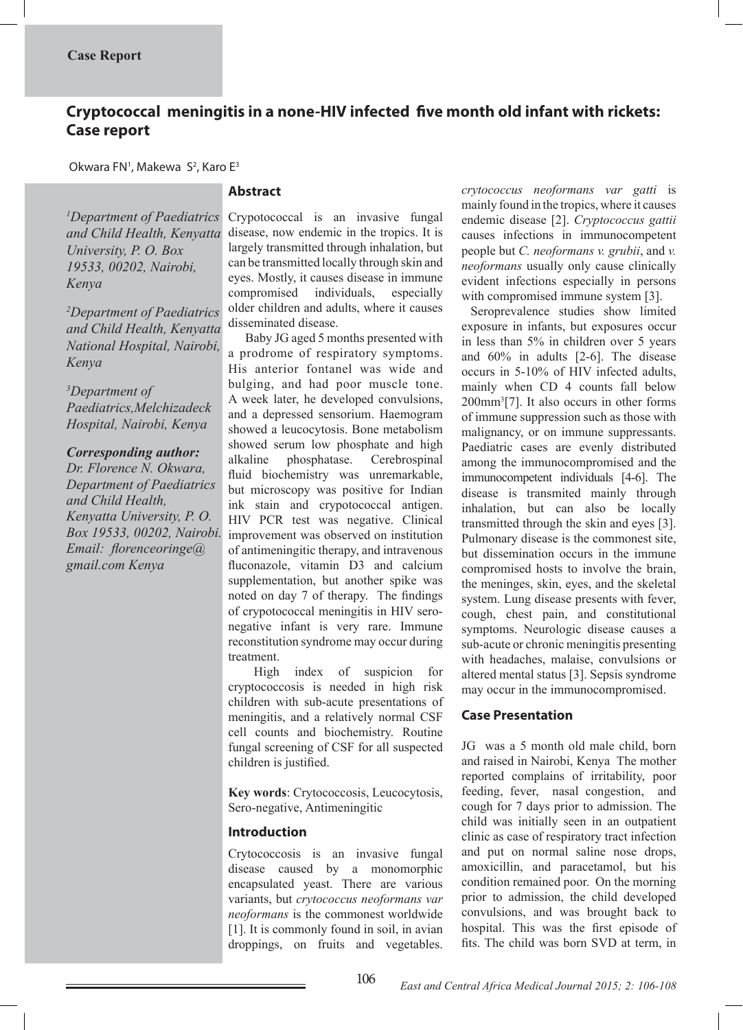Case Report

# Cryptococcal meningitis in a none-HIV infected five month old infant with rickets: Case report

Okwara FN[1], Makewa S[2], Karo E[3]

*[1]Department of Paediatrics and Child Health, Kenyatta University, P. O. Box 19533, 00202, Nairobi, Kenya*

*[2]Department of Paediatrics and Child Health, Kenyatta National Hospital, Nairobi, Kenya*

*[3]Department of Paediatrics,Melchizadeck Hospital, Nairobi, Kenya*

***Corresponding author:***
*Dr. Florence N. Okwara, Department of Paediatrics and Child Health, Kenyatta University, P. O. Box 19533, 00202, Nairobi. Email: florenceoringe@gmail.com Kenya*

## Abstract

Crypotococcal is an invasive fungal disease, now endemic in the tropics. It is largely transmitted through inhalation, but can be transmitted locally through skin and eyes. Mostly, it causes disease in immune compromised individuals, especially older children and adults, where it causes disseminated disease.

Baby JG aged 5 months presented with a prodrome of respiratory symptoms. His anterior fontanel was wide and bulging, and had poor muscle tone. A week later, he developed convulsions, and a depressed sensorium. Haemogram showed a leucocytosis. Bone metabolism showed serum low phosphate and high alkaline phosphatase. Cerebrospinal fluid biochemistry was unremarkable, but microscopy was positive for Indian ink stain and crypotococcal antigen. HIV PCR test was negative. Clinical improvement was observed on institution of antimeningitic therapy, and intravenous fluconazole, vitamin D3 and calcium supplementation, but another spike was noted on day 7 of therapy. The findings of crypotococcal meningitis in HIV sero-negative infant is very rare. Immune reconstitution syndrome may occur during treatment.

High index of suspicion for cryptococcosis is needed in high risk children with sub-acute presentations of meningitis, and a relatively normal CSF cell counts and biochemistry. Routine fungal screening of CSF for all suspected children is justified.

**Key words**: Crytococcosis, Leucocytosis, Sero-negative, Antimeningitic

## Introduction

Crytococcosis is an invasive fungal disease caused by a monomorphic encapsulated yeast. There are various variants, but *crytococcus neoformans var neoformans* is the commonest worldwide [1]. It is commonly found in soil, in avian droppings, on fruits and vegetables. *crytococcus neoformans var gatti* is mainly found in the tropics, where it causes endemic disease [2]. *Cryptococcus gattii* causes infections in immunocompetent people but *C. neoformans v. grubii*, and *v. neoformans* usually only cause clinically evident infections especially in persons with compromised immune system [3].

Seroprevalence studies show limited exposure in infants, but exposures occur in less than 5% in children over 5 years and 60% in adults [2-6]. The disease occurs in 5-10% of HIV infected adults, mainly when CD 4 counts fall below $200mm^3$[7]. It also occurs in other forms of immune suppression such as those with malignancy, or on immune suppressants. Paediatric cases are evenly distributed among the immunocompromised and the immunocompetent individuals [4-6]. The disease is transmited mainly through inhalation, but can also be locally transmitted through the skin and eyes [3]. Pulmonary disease is the commonest site, but dissemination occurs in the immune compromised hosts to involve the brain, the meninges, skin, eyes, and the skeletal system. Lung disease presents with fever, cough, chest pain, and constitutional symptoms. Neurologic disease causes a sub-acute or chronic meningitis presenting with headaches, malaise, convulsions or altered mental status [3]. Sepsis syndrome may occur in the immunocompromised.

## Case Presentation

JG was a 5 month old male child, born and raised in Nairobi, Kenya The mother reported complains of irritability, poor feeding, fever, nasal congestion, and cough for 7 days prior to admission. The child was initially seen in an outpatient clinic as case of respiratory tract infection and put on normal saline nose drops, amoxicillin, and paracetamol, but his condition remained poor. On the morning prior to admission, the child developed convulsions, and was brought back to hospital. This was the first episode of fits. The child was born SVD at term, in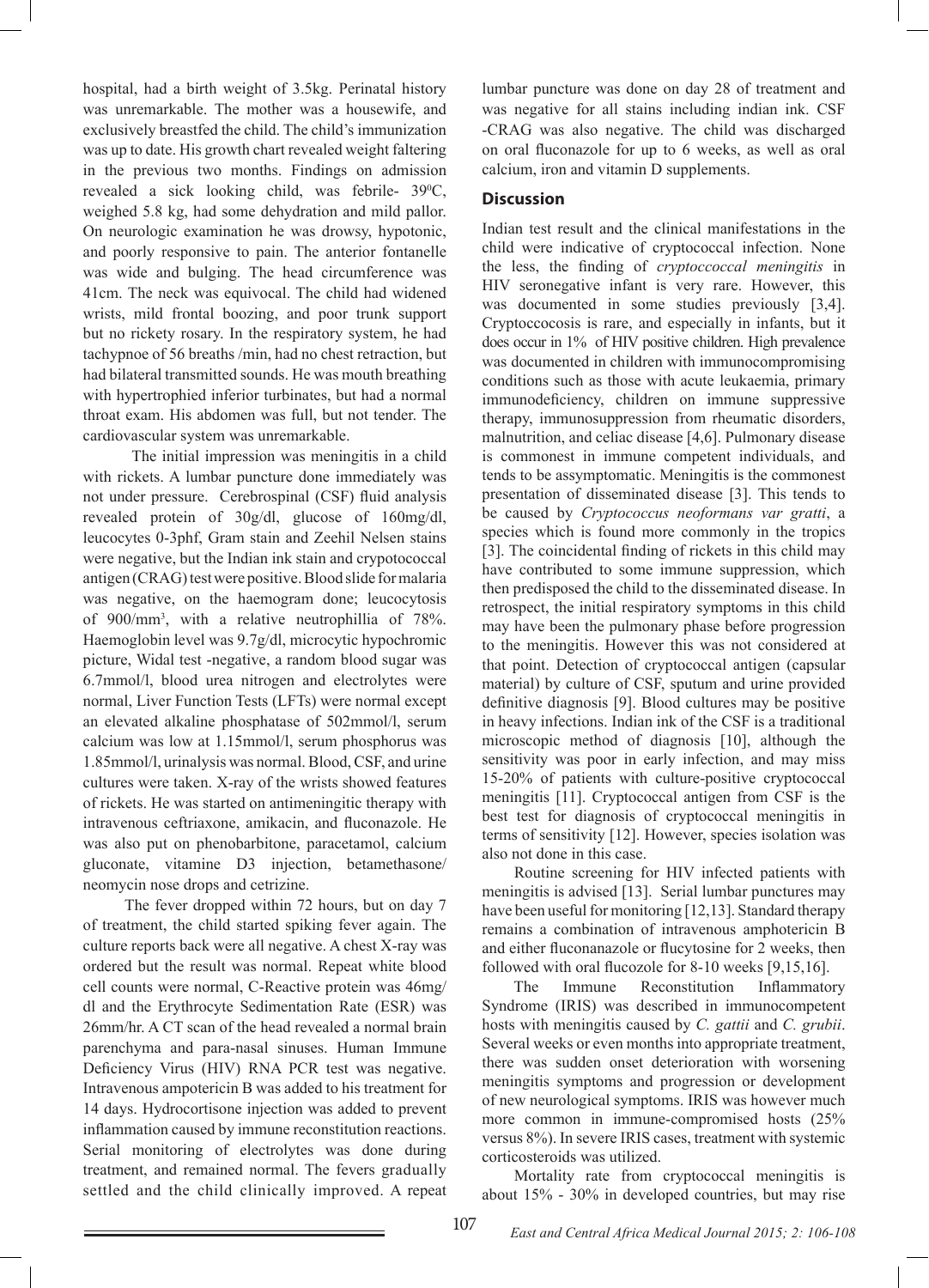hospital, had a birth weight of 3.5kg. Perinatal history was unremarkable. The mother was a housewife, and exclusively breastfed the child. The child's immunization was up to date. His growth chart revealed weight faltering in the previous two months. Findings on admission revealed a sick looking child, was febrile- 39$^0$C, weighed 5.8 kg, had some dehydration and mild pallor. On neurologic examination he was drowsy, hypotonic, and poorly responsive to pain. The anterior fontanelle was wide and bulging. The head circumference was 41cm. The neck was equivocal. The child had widened wrists, mild frontal boozing, and poor trunk support but no rickety rosary. In the respiratory system, he had tachypnoe of 56 breaths /min, had no chest retraction, but had bilateral transmitted sounds. He was mouth breathing with hypertrophied inferior turbinates, but had a normal throat exam. His abdomen was full, but not tender. The cardiovascular system was unremarkable.

The initial impression was meningitis in a child with rickets. A lumbar puncture done immediately was not under pressure. Cerebrospinal (CSF) fluid analysis revealed protein of 30g/dl, glucose of 160mg/dl, leucocytes 0-3phf, Gram stain and Zeehil Nelsen stains were negative, but the Indian ink stain and crypotococcal antigen (CRAG) test were positive. Blood slide for malaria was negative, on the haemogram done; leucocytosis of 900/mm$^3$, with a relative neutrophillia of 78%. Haemoglobin level was 9.7g/dl, microcytic hypochromic picture, Widal test -negative, a random blood sugar was 6.7mmol/l, blood urea nitrogen and electrolytes were normal, Liver Function Tests (LFTs) were normal except an elevated alkaline phosphatase of 502mmol/l, serum calcium was low at 1.15mmol/l, serum phosphorus was 1.85mmol/l, urinalysis was normal. Blood, CSF, and urine cultures were taken. X-ray of the wrists showed features of rickets. He was started on antimeningitic therapy with intravenous ceftriaxone, amikacin, and fluconazole. He was also put on phenobarbitone, paracetamol, calcium gluconate, vitamine D3 injection, betamethasone/neomycin nose drops and cetrizine.

The fever dropped within 72 hours, but on day 7 of treatment, the child started spiking fever again. The culture reports back were all negative. A chest X-ray was ordered but the result was normal. Repeat white blood cell counts were normal, C-Reactive protein was 46mg/dl and the Erythrocyte Sedimentation Rate (ESR) was 26mm/hr. A CT scan of the head revealed a normal brain parenchyma and para-nasal sinuses. Human Immune Deficiency Virus (HIV) RNA PCR test was negative. Intravenous ampotericin B was added to his treatment for 14 days. Hydrocortisone injection was added to prevent inflammation caused by immune reconstitution reactions. Serial monitoring of electrolytes was done during treatment, and remained normal. The fevers gradually settled and the child clinically improved. A repeat lumbar puncture was done on day 28 of treatment and was negative for all stains including indian ink. CSF -CRAG was also negative. The child was discharged on oral fluconazole for up to 6 weeks, as well as oral calcium, iron and vitamin D supplements.

## Discussion

Indian test result and the clinical manifestations in the child were indicative of cryptococcal infection. None the less, the finding of *cryptoccoccal meningitis* in HIV seronegative infant is very rare. However, this was documented in some studies previously [3,4]. Cryptoccocosis is rare, and especially in infants, but it does occur in 1% of HIV positive children. High prevalence was documented in children with immunocompromising conditions such as those with acute leukaemia, primary immunodeficiency, children on immune suppressive therapy, immunosuppression from rheumatic disorders, malnutrition, and celiac disease [4,6]. Pulmonary disease is commonest in immune competent individuals, and tends to be assymptomatic. Meningitis is the commonest presentation of disseminated disease [3]. This tends to be caused by *Cryptococcus neoformans var gratti*, a species which is found more commonly in the tropics [3]. The coincidental finding of rickets in this child may have contributed to some immune suppression, which then predisposed the child to the disseminated disease. In retrospect, the initial respiratory symptoms in this child may have been the pulmonary phase before progression to the meningitis. However this was not considered at that point. Detection of cryptococcal antigen (capsular material) by culture of CSF, sputum and urine provided definitive diagnosis [9]. Blood cultures may be positive in heavy infections. Indian ink of the CSF is a traditional microscopic method of diagnosis [10], although the sensitivity was poor in early infection, and may miss 15-20% of patients with culture-positive cryptococcal meningitis [11]. Cryptococcal antigen from CSF is the best test for diagnosis of cryptococcal meningitis in terms of sensitivity [12]. However, species isolation was also not done in this case.

Routine screening for HIV infected patients with meningitis is advised [13]. Serial lumbar punctures may have been useful for monitoring [12,13]. Standard therapy remains a combination of intravenous amphotericin B and either fluconanazole or flucytosine for 2 weeks, then followed with oral flucozole for 8-10 weeks [9,15,16].

The Immune Reconstitution Inflammatory Syndrome (IRIS) was described in immunocompetent hosts with meningitis caused by *C. gattii* and *C. grubii*. Several weeks or even months into appropriate treatment, there was sudden onset deterioration with worsening meningitis symptoms and progression or development of new neurological symptoms. IRIS was however much more common in immune-compromised hosts (25% versus 8%). In severe IRIS cases, treatment with systemic corticosteroids was utilized.

Mortality rate from cryptococcal meningitis is about 15% - 30% in developed countries, but may rise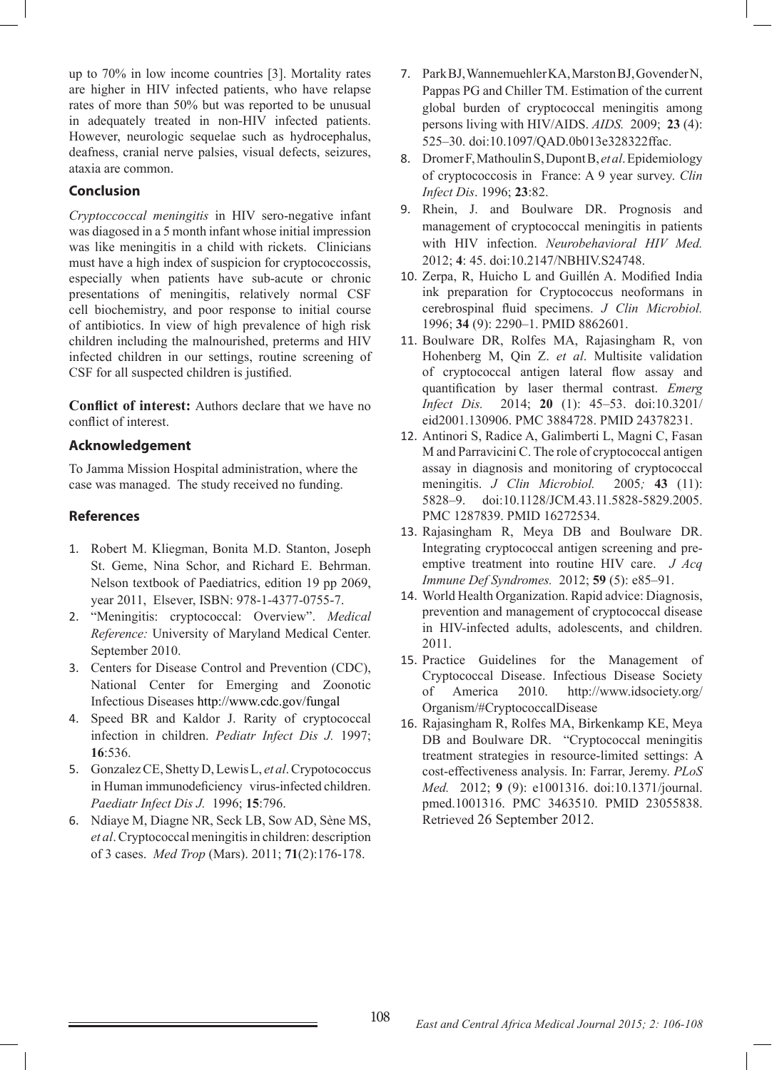up to 70% in low income countries [3]. Mortality rates are higher in HIV infected patients, who have relapse rates of more than 50% but was reported to be unusual in adequately treated in non-HIV infected patients. However, neurologic sequelae such as hydrocephalus, deafness, cranial nerve palsies, visual defects, seizures, ataxia are common.

## Conclusion

*Cryptoccoccal meningitis* in HIV sero-negative infant was diagosed in a 5 month infant whose initial impression was like meningitis in a child with rickets. Clinicians must have a high index of suspicion for cryptococcossis, especially when patients have sub-acute or chronic presentations of meningitis, relatively normal CSF cell biochemistry, and poor response to initial course of antibiotics. In view of high prevalence of high risk children including the malnourished, preterms and HIV infected children in our settings, routine screening of CSF for all suspected children is justified.

**Conflict of interest:** Authors declare that we have no conflict of interest.

## Acknowledgement

To Jamma Mission Hospital administration, where the case was managed. The study received no funding.

## References

1. Robert M. Kliegman, Bonita M.D. Stanton, Joseph St. Geme, Nina Schor, and Richard E. Behrman. Nelson textbook of Paediatrics, edition 19 pp 2069, year 2011, Elsever, ISBN: 978-1-4377-0755-7.
2. "Meningitis: cryptococcal: Overview". *Medical Reference:* University of Maryland Medical Center. September 2010.
3. Centers for Disease Control and Prevention (CDC), National Center for Emerging and Zoonotic Infectious Diseases http://www.cdc.gov/fungal
4. Speed BR and Kaldor J. Rarity of cryptococcal infection in children. *Pediatr Infect Dis J.* 1997; **16**:536.
5. Gonzalez CE, Shetty D, Lewis L, *et al*. Crypotococcus in Human immunodeficiency virus-infected children. *Paediatr Infect Dis J.* 1996; **15**:796.
6. Ndiaye M, Diagne NR, Seck LB, Sow AD, Sène MS, *et al*. Cryptococcal meningitis in children: description of 3 cases. *Med Trop* (Mars). 2011; **71**(2):176-178.
7. Park BJ, Wannemuehler KA, Marston BJ, Govender N, Pappas PG and Chiller TM. Estimation of the current global burden of cryptococcal meningitis among persons living with HIV/AIDS. *AIDS.* 2009; **23** (4): 525–30. doi:10.1097/QAD.0b013e328322ffac.
8. Dromer F, Mathoulin S, Dupont B, *et al*. Epidemiology of cryptococcosis in France: A 9 year survey. *Clin Infect Dis*. 1996; **23**:82.
9. Rhein, J. and Boulware DR. Prognosis and management of cryptococcal meningitis in patients with HIV infection. *Neurobehavioral HIV Med.* 2012; **4**: 45. doi:10.2147/NBHIV.S24748.
10. Zerpa, R, Huicho L and Guillén A. Modified India ink preparation for Cryptococcus neoformans in cerebrospinal fluid specimens. *J Clin Microbiol.* 1996; **34** (9): 2290–1. PMID 8862601.
11. Boulware DR, Rolfes MA, Rajasingham R, von Hohenberg M, Qin Z. *et al*. Multisite validation of cryptococcal antigen lateral flow assay and quantification by laser thermal contrast. *Emerg Infect Dis.* 2014; **20** (1): 45–53. doi:10.3201/eid2001.130906. PMC 3884728. PMID 24378231.
12. Antinori S, Radice A, Galimberti L, Magni C, Fasan M and Parravicini C. The role of cryptococcal antigen assay in diagnosis and monitoring of cryptococcal meningitis. *J Clin Microbiol.* 2005*;* **43** (11): 5828–9. doi:10.1128/JCM.43.11.5828-5829.2005. PMC 1287839. PMID 16272534.
13. Rajasingham R, Meya DB and Boulware DR. Integrating cryptococcal antigen screening and pre-emptive treatment into routine HIV care. *J Acq Immune Def Syndromes.* 2012; **59** (5): e85–91.
14. World Health Organization. Rapid advice: Diagnosis, prevention and management of cryptococcal disease in HIV-infected adults, adolescents, and children. 2011.
15. Practice Guidelines for the Management of Cryptococcal Disease. Infectious Disease Society of America 2010. http://www.idsociety.org/Organism/#CryptococcalDisease
16. Rajasingham R, Rolfes MA, Birkenkamp KE, Meya DB and Boulware DR. "Cryptococcal meningitis treatment strategies in resource-limited settings: A cost-effectiveness analysis. In: Farrar, Jeremy. *PLoS Med.* 2012; **9** (9): e1001316. doi:10.1371/journal.pmed.1001316. PMC 3463510. PMID 23055838. Retrieved 26 September 2012.